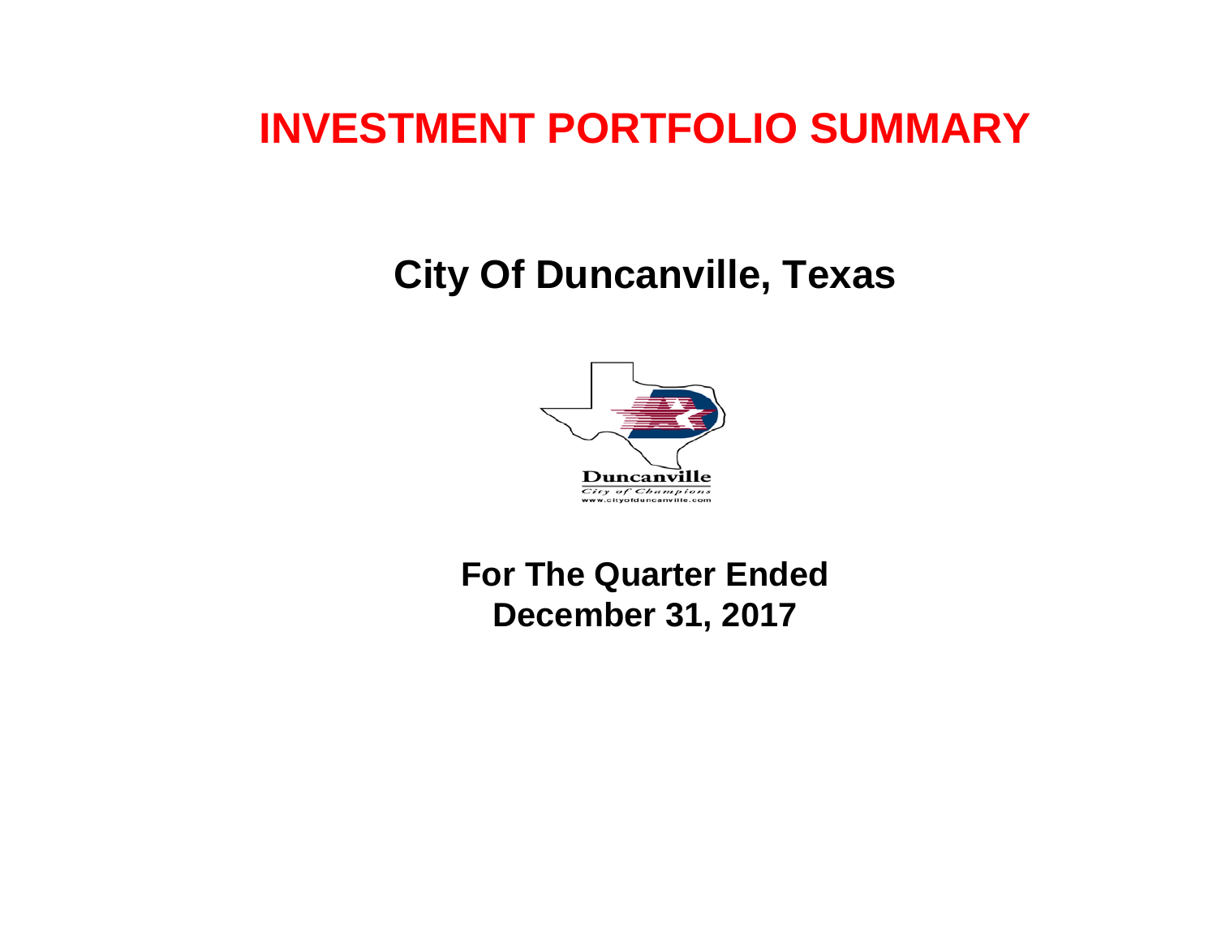# INVESTMENT PORTFOLIO SUMMARY

## City Of Duncanville, Texas

Duncanville

*City of Champions*

www.cityofduncanville.com

### For The Quarter Ended
### December 31, 2017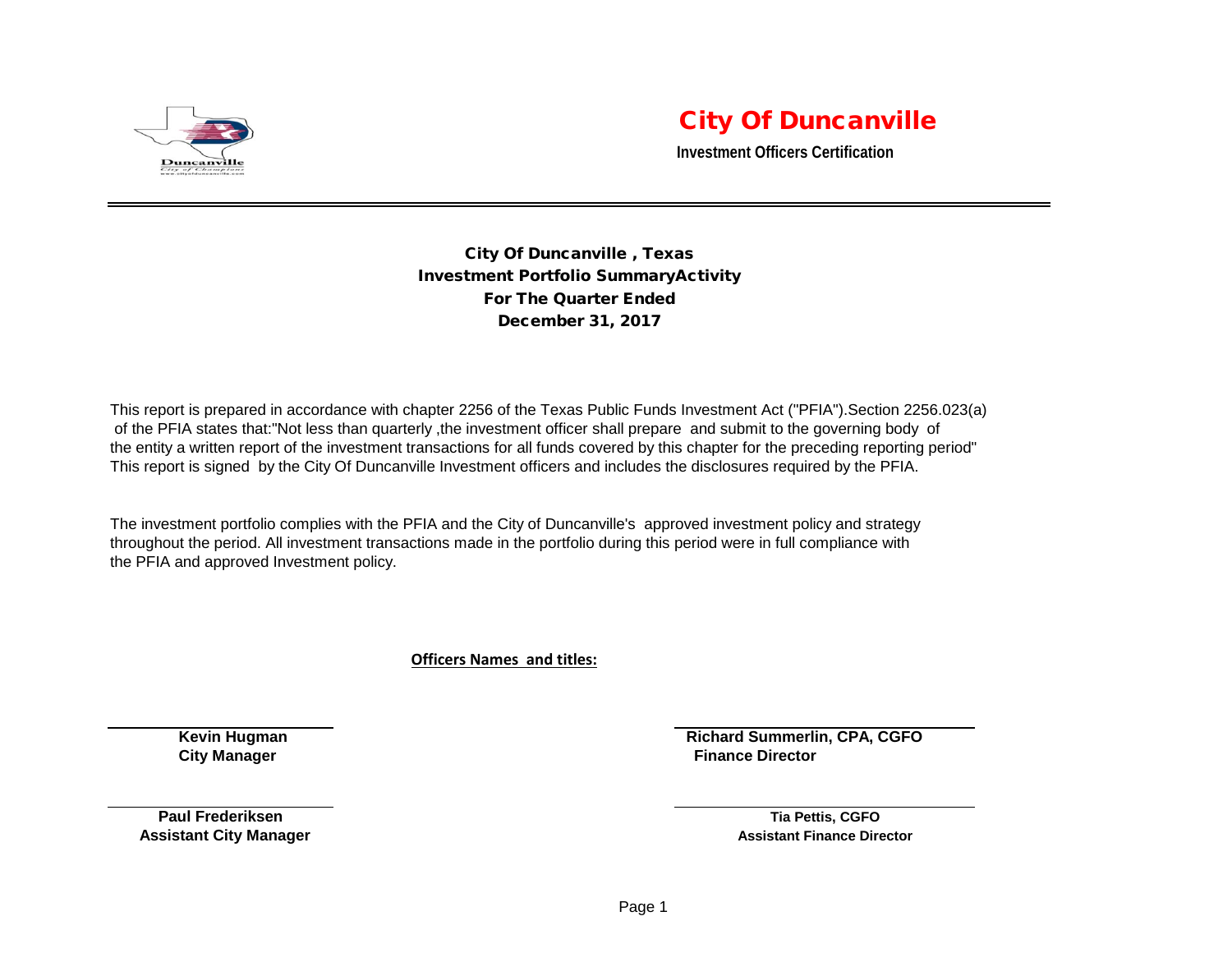# City Of Duncanville

**Investment Officers Certification**

---

## City Of Duncanville , Texas
## Investment Portfolio SummaryActivity
## For The Quarter Ended
## December 31, 2017

This report is prepared in accordance with chapter 2256 of the Texas Public Funds Investment Act ("PFIA").Section 2256.023(a) of the PFIA states that:"Not less than quarterly ,the investment officer shall prepare and submit to the governing body of the entity a written report of the investment transactions for all funds covered by this chapter for the preceding reporting period" This report is signed by the City Of Duncanville Investment officers and includes the disclosures required by the PFIA.

The investment portfolio complies with the PFIA and the City of Duncanville's approved investment policy and strategy throughout the period. All investment transactions made in the portfolio during this period were in full compliance with the PFIA and approved Investment policy.

**Officers Names and titles:**

**Kevin Hugman**
**City Manager**

**Richard Summerlin, CPA, CGFO**
**Finance Director**

**Paul Frederiksen**
**Assistant City Manager**

**Tia Pettis, CGFO**
**Assistant Finance Director**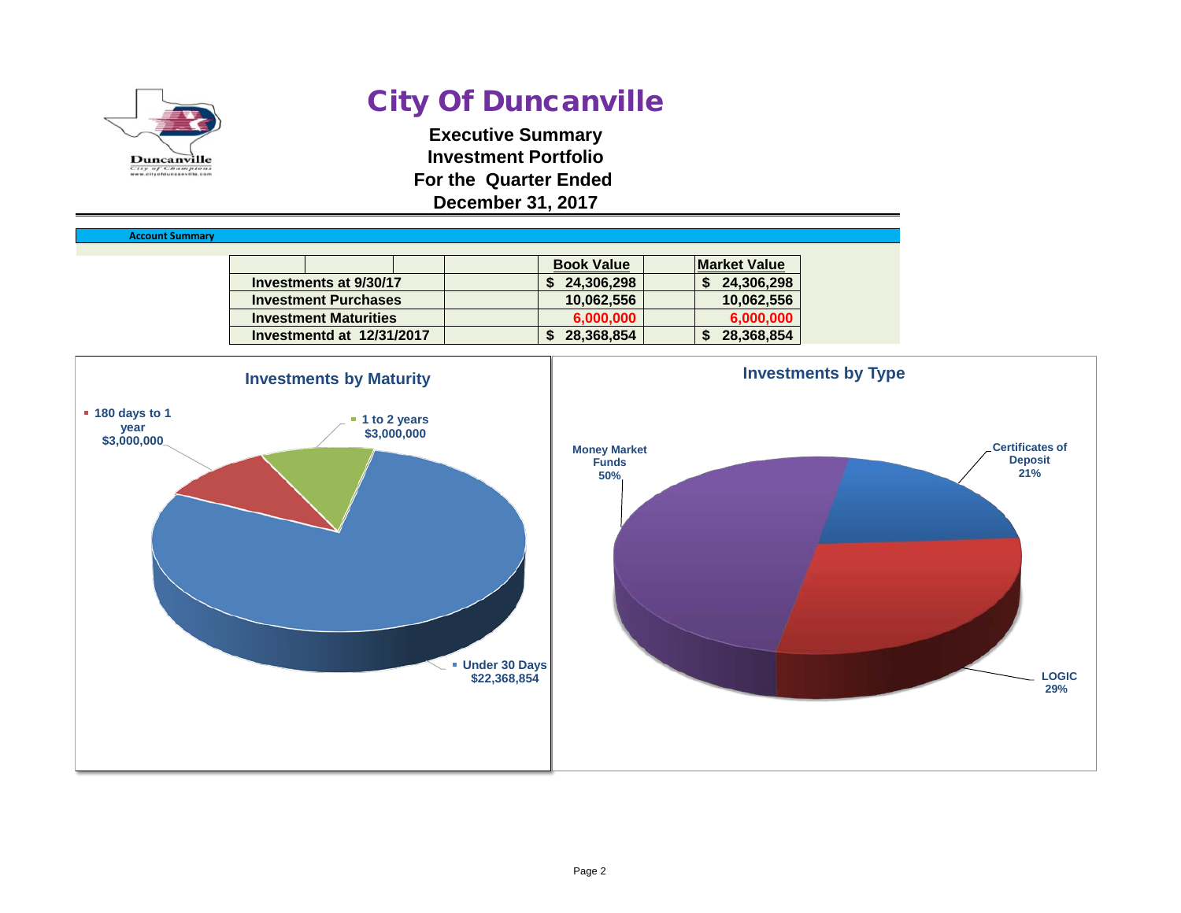# City Of Duncanville

**Executive Summary**
**Investment Portfolio**
**For the Quarter Ended**
**December 31, 2017**

**Account Summary**

| | Book Value | Market Value |
|---|---|---|
| Investments at 9/30/17 | $ 24,306,298 | $ 24,306,298 |
| Investment Purchases | 10,062,556 | 10,062,556 |
| Investment Maturities | 6,000,000 | 6,000,000 |
| Investmentd at 12/31/2017 | $ 28,368,854 | $ 28,368,854 |

**Investments by Maturity**

- 180 days to 1 year $3,000,000
- 1 to 2 years $3,000,000
- Under 30 Days $22,368,854

**Investments by Type**

- Money Market Funds 50%
- Certificates of Deposit 21%
- LOGIC 29%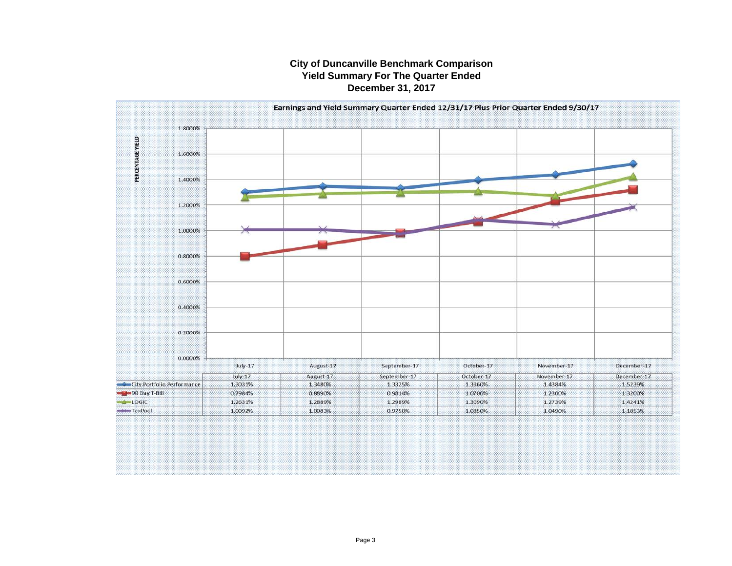# City of Duncanville Benchmark Comparison
## Yield Summary For The Quarter Ended
## December 31, 2017

**Earnings and Yield Summary Quarter Ended 12/31/17 Plus Prior Quarter Ended 9/30/17**

| | July-17 | August-17 | September-17 | October-17 | November-17 | December-17 |
|---|---|---|---|---|---|---|
| City Portfolio Performance | 1.3031% | 1.3480% | 1.3325% | 1.3960% | 1.4384% | 1.5239% |
| 90 Day T-Bill | 0.7984% | 0.8890% | 0.9814% | 1.0700% | 1.2300% | 1.3200% |
| LOGIC | 1.2631% | 1.2889% | 1.2989% | 1.3090% | 1.2739% | 1.4241% |
| TexPool | 1.0092% | 1.0083% | 0.9750% | 1.0850% | 1.0490% | 1.1853% |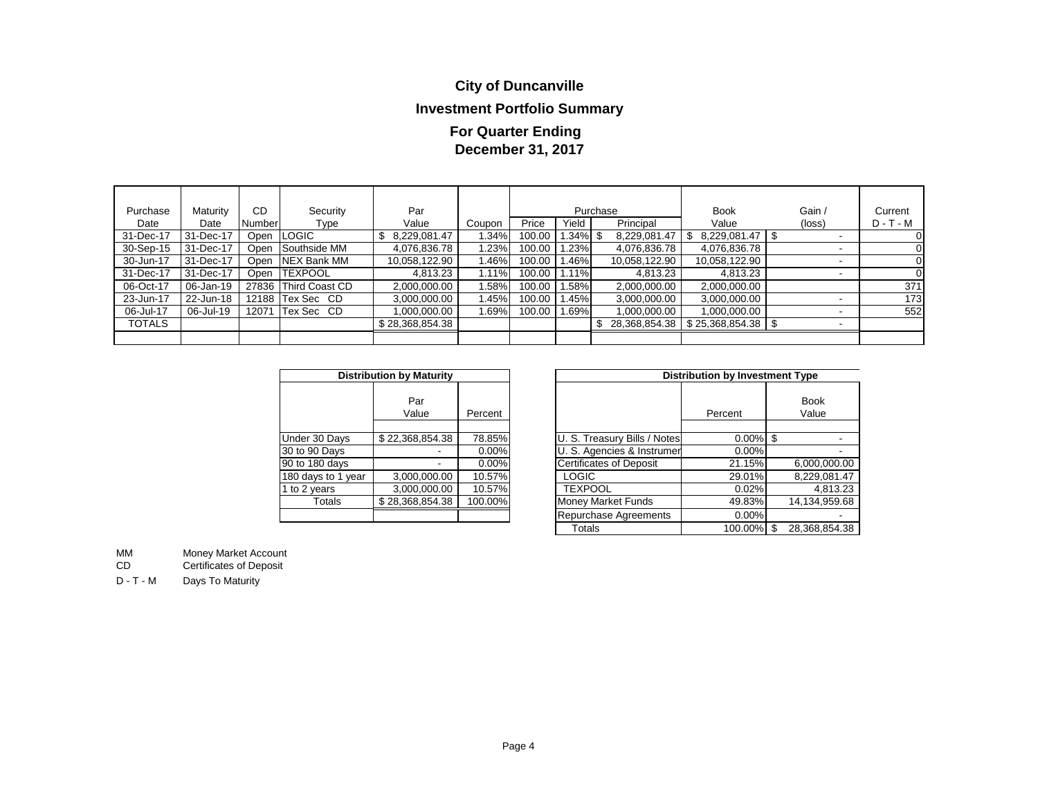## City of Duncanville

## Investment Portfolio Summary

### For Quarter Ending
### December 31, 2017

| Purchase Date | Maturity Date | CD Number | Security Type | Par Value | Coupon | Purchase Price | Purchase Yield | Purchase Principal | Book Value | Gain / (loss) | Current D - T - M |
|---|---|---|---|---|---|---|---|---|---|---|---|
| 31-Dec-17 | 31-Dec-17 | Open | LOGIC | $ 8,229,081.47 | 1.34% | 100.00 | 1.34% | $ 8,229,081.47 | $ 8,229,081.47 | $ - | 0 |
| 30-Sep-15 | 31-Dec-17 | Open | Southside MM | 4,076,836.78 | 1.23% | 100.00 | 1.23% | 4,076,836.78 | 4,076,836.78 | - | 0 |
| 30-Jun-17 | 31-Dec-17 | Open | NEX Bank MM | 10,058,122.90 | 1.46% | 100.00 | 1.46% | 10,058,122.90 | 10,058,122.90 | - | 0 |
| 31-Dec-17 | 31-Dec-17 | Open | TEXPOOL | 4,813.23 | 1.11% | 100.00 | 1.11% | 4,813.23 | 4,813.23 | - | 0 |
| 06-Oct-17 | 06-Jan-19 | 27836 | Third Coast CD | 2,000,000.00 | 1.58% | 100.00 | 1.58% | 2,000,000.00 | 2,000,000.00 | | 371 |
| 23-Jun-17 | 22-Jun-18 | 12188 | Tex Sec CD | 3,000,000.00 | 1.45% | 100.00 | 1.45% | 3,000,000.00 | 3,000,000.00 | - | 173 |
| 06-Jul-17 | 06-Jul-19 | 12071 | Tex Sec CD | 1,000,000.00 | 1.69% | 100.00 | 1.69% | 1,000,000.00 | 1,000,000.00 | - | 552 |
| TOTALS | | | | $ 28,368,854.38 | | | | $ 28,368,854.38 | $ 25,368,854.38 | $ - | |

| Distribution by Maturity | Par Value | Percent |
|---|---|---|
| Under 30 Days | $ 22,368,854.38 | 78.85% |
| 30 to 90 Days | - | 0.00% |
| 90 to 180 days | - | 0.00% |
| 180 days to 1 year | 3,000,000.00 | 10.57% |
| 1 to 2 years | 3,000,000.00 | 10.57% |
| Totals | $ 28,368,854.38 | 100.00% |

| Distribution by Investment Type | Percent | Book Value |
|---|---|---|
| U. S. Treasury Bills / Notes | 0.00% | $ - |
| U. S. Agencies & Instrumer | 0.00% | - |
| Certificates of Deposit | 21.15% | 6,000,000.00 |
| LOGIC | 29.01% | 8,229,081.47 |
| TEXPOOL | 0.02% | 4,813.23 |
| Money Market Funds | 49.83% | 14,134,959.68 |
| Repurchase Agreements | 0.00% | - |
| Totals | 100.00% | $ 28,368,854.38 |

MM Money Market Account
CD Certificates of Deposit
D - T - M Days To Maturity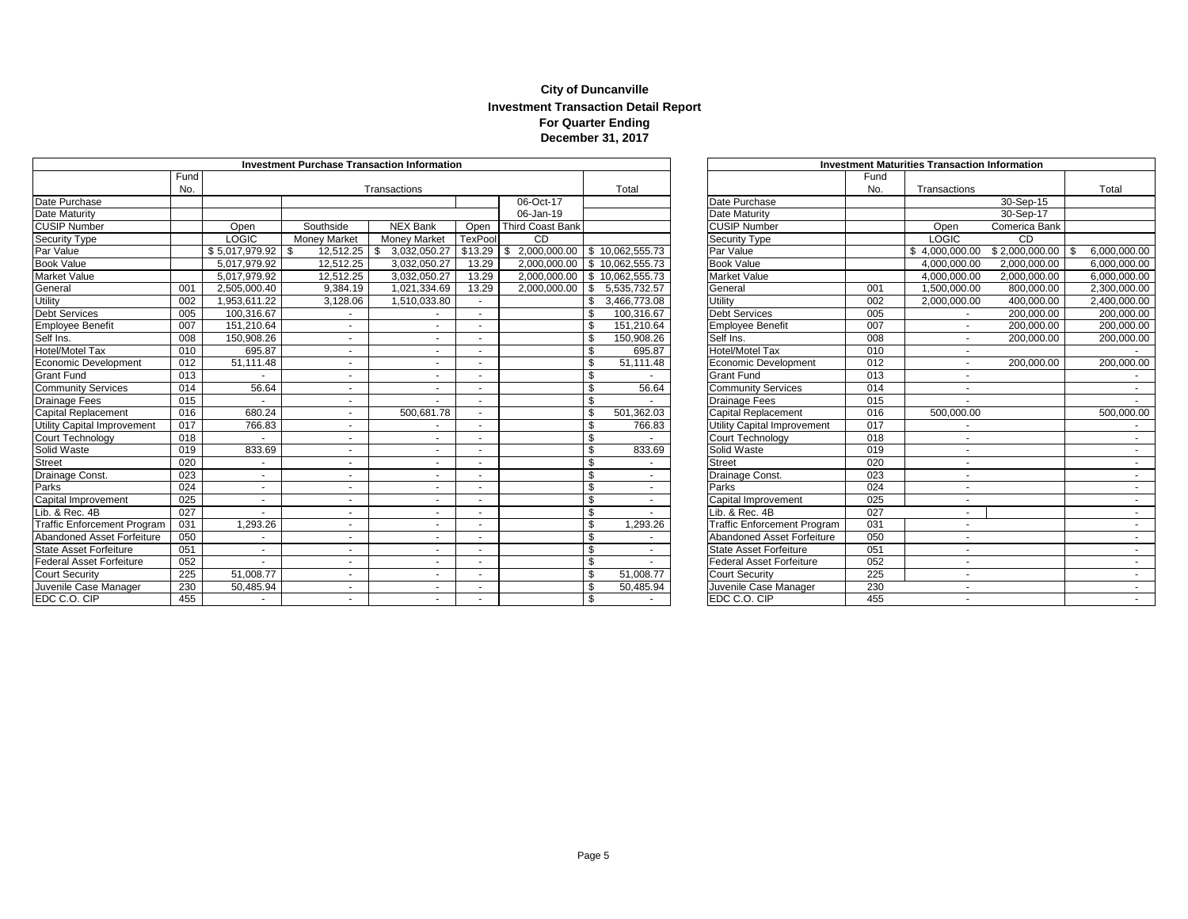**City of Duncanville**
**Investment Transaction Detail Report**
**For Quarter Ending**
**December 31, 2017**

| Investment Purchase Transaction Information | | | | | | | |
|---|---|---|---|---|---|---|---|
| | Fund No. | Transactions | | | | | Total |
| Date Purchase | | | | | | 06-Oct-17 | |
| Date Maturity | | | | | | 06-Jan-19 | |
| CUSIP Number | | Open | Southside | NEX Bank | Open | Third Coast Bank | |
| Security Type | | LOGIC | Money Market | Money Market | TexPool | CD | |
| Par Value | | $ 5,017,979.92 | $ 12,512.25 | $ 3,032,050.27 | $13.29 | $ 2,000,000.00 | $ 10,062,555.73 |
| Book Value | | 5,017,979.92 | 12,512.25 | 3,032,050.27 | 13.29 | 2,000,000.00 | $ 10,062,555.73 |
| Market Value | | 5,017,979.92 | 12,512.25 | 3,032,050.27 | 13.29 | 2,000,000.00 | $ 10,062,555.73 |
| General | 001 | 2,505,000.40 | 9,384.19 | 1,021,334.69 | 13.29 | 2,000,000.00 | $ 5,535,732.57 |
| Utility | 002 | 1,953,611.22 | 3,128.06 | 1,510,033.80 | - | | $ 3,466,773.08 |
| Debt Services | 005 | 100,316.67 | - | - | - | | $ 100,316.67 |
| Employee Benefit | 007 | 151,210.64 | - | - | - | | $ 151,210.64 |
| Self Ins. | 008 | 150,908.26 | - | - | - | | $ 150,908.26 |
| Hotel/Motel Tax | 010 | 695.87 | - | - | - | | $ 695.87 |
| Economic Development | 012 | 51,111.48 | - | - | - | | $ 51,111.48 |
| Grant Fund | 013 | - | - | - | - | | $ - |
| Community Services | 014 | 56.64 | - | - | - | | $ 56.64 |
| Drainage Fees | 015 | - | - | - | - | | $ - |
| Capital Replacement | 016 | 680.24 | - | 500,681.78 | - | | $ 501,362.03 |
| Utility Capital Improvement | 017 | 766.83 | - | - | - | | $ 766.83 |
| Court Technology | 018 | - | - | - | - | | $ - |
| Solid Waste | 019 | 833.69 | - | - | - | | $ 833.69 |
| Street | 020 | - | - | - | - | | $ - |
| Drainage Const. | 023 | - | - | - | - | | $ - |
| Parks | 024 | - | - | - | - | | $ - |
| Capital Improvement | 025 | - | - | - | - | | $ - |
| Lib. & Rec. 4B | 027 | - | - | - | - | | $ - |
| Traffic Enforcement Program | 031 | 1,293.26 | - | - | - | | $ 1,293.26 |
| Abandoned Asset Forfeiture | 050 | - | - | - | - | | $ - |
| State Asset Forfeiture | 051 | - | - | - | - | | $ - |
| Federal Asset Forfeiture | 052 | - | - | - | - | | $ - |
| Court Security | 225 | 51,008.77 | - | - | - | | $ 51,008.77 |
| Juvenile Case Manager | 230 | 50,485.94 | - | - | - | | $ 50,485.94 |
| EDC C.O. CIP | 455 | - | - | - | - | | $ - |

| Investment Maturities Transaction Information | | | | |
|---|---|---|---|---|
| | Fund No. | Transactions | | Total |
| Date Purchase | | | 30-Sep-15 | |
| Date Maturity | | | 30-Sep-17 | |
| CUSIP Number | | Open | Comerica Bank | |
| Security Type | | LOGIC | CD | |
| Par Value | | $ 4,000,000.00 | $ 2,000,000.00 | $ 6,000,000.00 |
| Book Value | | 4,000,000.00 | 2,000,000.00 | 6,000,000.00 |
| Market Value | | 4,000,000.00 | 2,000,000.00 | 6,000,000.00 |
| General | 001 | 1,500,000.00 | 800,000.00 | 2,300,000.00 |
| Utility | 002 | 2,000,000.00 | 400,000.00 | 2,400,000.00 |
| Debt Services | 005 | - | 200,000.00 | 200,000.00 |
| Employee Benefit | 007 | - | 200,000.00 | 200,000.00 |
| Self Ins. | 008 | - | 200,000.00 | 200,000.00 |
| Hotel/Motel Tax | 010 | - | | - |
| Economic Development | 012 | - | 200,000.00 | 200,000.00 |
| Grant Fund | 013 | - | | - |
| Community Services | 014 | - | | - |
| Drainage Fees | 015 | - | | - |
| Capital Replacement | 016 | 500,000.00 | | 500,000.00 |
| Utility Capital Improvement | 017 | - | | - |
| Court Technology | 018 | - | | - |
| Solid Waste | 019 | - | | - |
| Street | 020 | - | | - |
| Drainage Const. | 023 | - | | - |
| Parks | 024 | - | | - |
| Capital Improvement | 025 | - | | - |
| Lib. & Rec. 4B | 027 | - | | - |
| Traffic Enforcement Program | 031 | - | | - |
| Abandoned Asset Forfeiture | 050 | - | | - |
| State Asset Forfeiture | 051 | - | | - |
| Federal Asset Forfeiture | 052 | - | | - |
| Court Security | 225 | - | | - |
| Juvenile Case Manager | 230 | - | | - |
| EDC C.O. CIP | 455 | - | | - |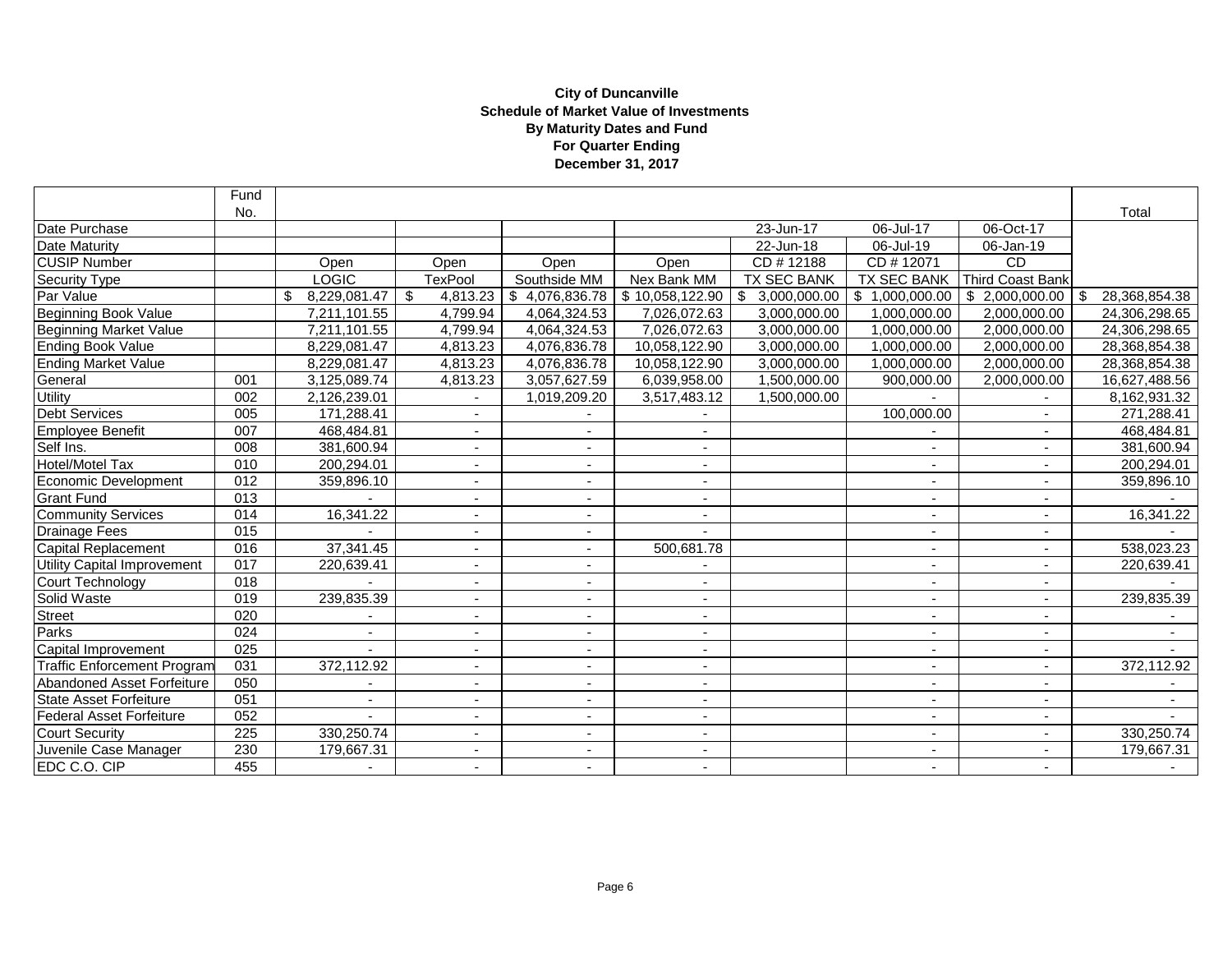**City of Duncanville**
**Schedule of Market Value of Investments**
**By Maturity Dates and Fund**
**For Quarter Ending**
**December 31, 2017**

| | Fund No. | | | | | | | | Total |
|---|---|---|---|---|---|---|---|---|---|
| Date Purchase | | | | | | 23-Jun-17 | 06-Jul-17 | 06-Oct-17 | |
| Date Maturity | | | | | | 22-Jun-18 | 06-Jul-19 | 06-Jan-19 | |
| CUSIP Number | | Open | Open | Open | Open | CD # 12188 | CD # 12071 | CD | |
| Security Type | | LOGIC | TexPool | Southside MM | Nex Bank MM | TX SEC BANK | TX SEC BANK | Third Coast Bank | |
| Par Value | | $ 8,229,081.47 | $ 4,813.23 | $ 4,076,836.78 | $ 10,058,122.90 | $ 3,000,000.00 | $ 1,000,000.00 | $ 2,000,000.00 | $ 28,368,854.38 |
| Beginning Book Value | | 7,211,101.55 | 4,799.94 | 4,064,324.53 | 7,026,072.63 | 3,000,000.00 | 1,000,000.00 | 2,000,000.00 | 24,306,298.65 |
| Beginning Market Value | | 7,211,101.55 | 4,799.94 | 4,064,324.53 | 7,026,072.63 | 3,000,000.00 | 1,000,000.00 | 2,000,000.00 | 24,306,298.65 |
| Ending Book Value | | 8,229,081.47 | 4,813.23 | 4,076,836.78 | 10,058,122.90 | 3,000,000.00 | 1,000,000.00 | 2,000,000.00 | 28,368,854.38 |
| Ending Market Value | | 8,229,081.47 | 4,813.23 | 4,076,836.78 | 10,058,122.90 | 3,000,000.00 | 1,000,000.00 | 2,000,000.00 | 28,368,854.38 |
| General | 001 | 3,125,089.74 | 4,813.23 | 3,057,627.59 | 6,039,958.00 | 1,500,000.00 | 900,000.00 | 2,000,000.00 | 16,627,488.56 |
| Utility | 002 | 2,126,239.01 | - | 1,019,209.20 | 3,517,483.12 | 1,500,000.00 | - | - | 8,162,931.32 |
| Debt Services | 005 | 171,288.41 | - | - | - | | 100,000.00 | - | 271,288.41 |
| Employee Benefit | 007 | 468,484.81 | - | - | - | | - | - | 468,484.81 |
| Self Ins. | 008 | 381,600.94 | - | - | - | | - | - | 381,600.94 |
| Hotel/Motel Tax | 010 | 200,294.01 | - | - | - | | - | - | 200,294.01 |
| Economic Development | 012 | 359,896.10 | - | - | - | | - | - | 359,896.10 |
| Grant Fund | 013 | - | - | - | - | | - | - | - |
| Community Services | 014 | 16,341.22 | - | - | - | | - | - | 16,341.22 |
| Drainage Fees | 015 | - | - | - | - | | - | - | - |
| Capital Replacement | 016 | 37,341.45 | - | - | 500,681.78 | | - | - | 538,023.23 |
| Utility Capital Improvement | 017 | 220,639.41 | - | - | - | | - | - | 220,639.41 |
| Court Technology | 018 | - | - | - | - | | - | - | - |
| Solid Waste | 019 | 239,835.39 | - | - | - | | - | - | 239,835.39 |
| Street | 020 | - | - | - | - | | - | - | - |
| Parks | 024 | - | - | - | - | | - | - | - |
| Capital Improvement | 025 | - | - | - | - | | - | - | - |
| Traffic Enforcement Program | 031 | 372,112.92 | - | - | - | | - | - | 372,112.92 |
| Abandoned Asset Forfeiture | 050 | - | - | - | - | | - | - | - |
| State Asset Forfeiture | 051 | - | - | - | - | | - | - | - |
| Federal Asset Forfeiture | 052 | - | - | - | - | | - | - | - |
| Court Security | 225 | 330,250.74 | - | - | - | | - | - | 330,250.74 |
| Juvenile Case Manager | 230 | 179,667.31 | - | - | - | | - | - | 179,667.31 |
| EDC C.O. CIP | 455 | - | - | - | - | | - | - | - |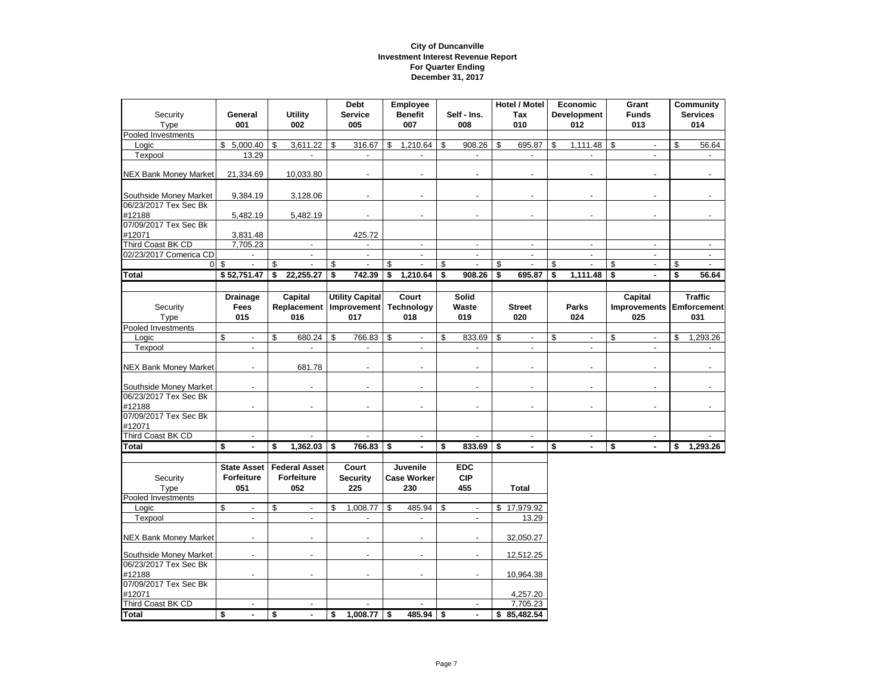**City of Duncanville**
**Investment Interest Revenue Report**
**For Quarter Ending**
**December 31, 2017**

| Security Type | General 001 | Utility 002 | Debt Service 005 | Employee Benefit 007 | Self - Ins. 008 | Hotel / Motel Tax 010 | Economic Development 012 | Grant Funds 013 | Community Services 014 |
|---|---|---|---|---|---|---|---|---|---|
| Pooled Investments | | | | | | | | | |
| Logic | $ 5,000.40 | $ 3,611.22 | $ 316.67 | $ 1,210.64 | $ 908.26 | $ 695.87 | $ 1,111.48 | $ - | $ 56.64 |
| Texpool | 13.29 | - | - | - | - | - | - | - | - |
| NEX Bank Money Market | 21,334.69 | 10,033.80 | - | - | - | - | - | - | - |
| Southside Money Market | 9,384.19 | 3,128.06 | - | - | - | - | - | - | - |
| 06/23/2017 Tex Sec Bk #12188 | 5,482.19 | 5,482.19 | - | - | - | - | - | - | - |
| 07/09/2017 Tex Sec Bk #12071 | 3,831.48 | | 425.72 | | | | | | |
| Third Coast BK CD | 7,705.23 | - | - | - | - | - | - | - | - |
| 02/23/2017 Comerica CD | - | - | - | - | - | - | - | - | - |
| 0 | $ - | $ - | $ - | $ - | $ - | $ - | $ - | $ - | $ - |
| **Total** | **$ 52,751.47** | **$ 22,255.27** | **$ 742.39** | **$ 1,210.64** | **$ 908.26** | **$ 695.87** | **$ 1,111.48** | **$ -** | **$ 56.64** |

| Security Type | Drainage Fees 015 | Capital Replacement 016 | Utility Capital Improvement 017 | Court Technology 018 | Solid Waste 019 | Street 020 | Parks 024 | Capital Improvements 025 | Traffic Enforcement 031 |
|---|---|---|---|---|---|---|---|---|---|
| Pooled Investments | | | | | | | | | |
| Logic | $ - | $ 680.24 | $ 766.83 | $ - | $ 833.69 | $ - | $ - | $ - | $ 1,293.26 |
| Texpool | - | - | - | - | - | - | - | - | - |
| NEX Bank Money Market | - | 681.78 | - | - | - | - | - | - | - |
| Southside Money Market | - | - | - | - | - | - | - | - | - |
| 06/23/2017 Tex Sec Bk #12188 | - | - | - | - | - | - | - | - | - |
| 07/09/2017 Tex Sec Bk #12071 | | | | | | | | | |
| Third Coast BK CD | - | - | - | - | - | - | - | - | - |
| **Total** | **$ -** | **$ 1,362.03** | **$ 766.83** | **$ -** | **$ 833.69** | **$ -** | **$ -** | **$ -** | **$ 1,293.26** |

| Security Type | State Asset Forfeiture 051 | Federal Asset Forfeiture 052 | Court Security 225 | Juvenile Case Worker 230 | EDC CIP 455 | Total |
|---|---|---|---|---|---|---|
| Pooled Investments | | | | | | |
| Logic | $ - | $ - | $ 1,008.77 | $ 485.94 | $ - | $ 17,979.92 |
| Texpool | - | - | - | - | - | 13.29 |
| NEX Bank Money Market | - | - | - | - | - | 32,050.27 |
| Southside Money Market | - | - | - | - | - | 12,512.25 |
| 06/23/2017 Tex Sec Bk #12188 | - | - | - | - | - | 10,964.38 |
| 07/09/2017 Tex Sec Bk #12071 | | | | | | 4,257.20 |
| Third Coast BK CD | - | - | - | - | - | 7,705.23 |
| **Total** | **$ -** | **$ -** | **$ 1,008.77** | **$ 485.94** | **$ -** | **$ 85,482.54** |